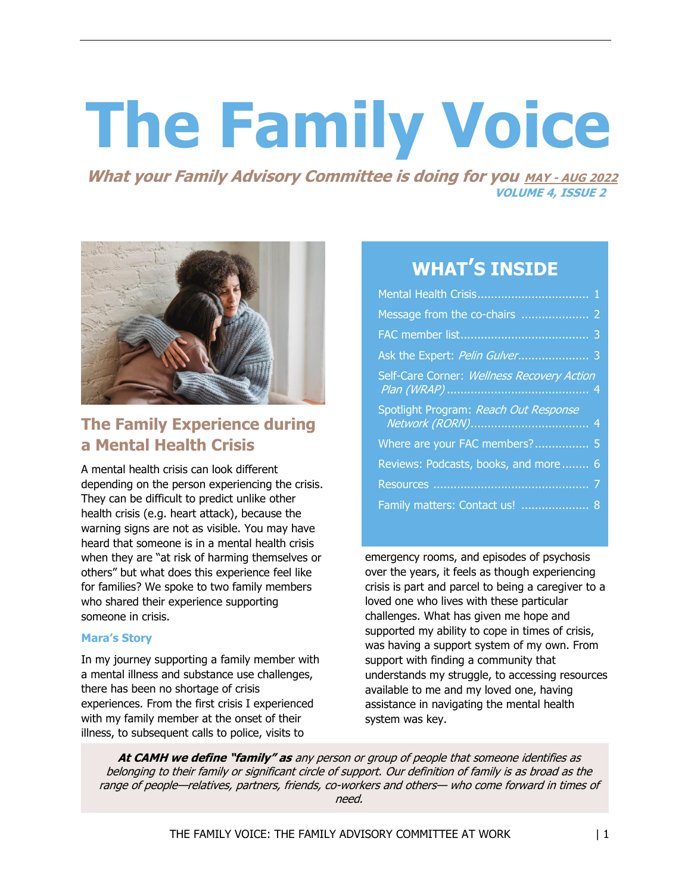# The Family Voice

***What your Family Advisory Committee is doing for you*** ***MAY - AUG 2022***

***VOLUME 4, ISSUE 2***

## WHAT'S INSIDE

- Mental Health Crisis ................................ 1
- Message from the co-chairs .................... 2
- FAC member list..................................... 3
- Ask the Expert: *Pelin Gulver*..................... 3
- Self-Care Corner: *Wellness Recovery Action Plan (WRAP)* ........................................ 4
- Spotlight Program: *Reach Out Response Network (RORN)*.................................. 4
- Where are your FAC members?................ 5
- Reviews: Podcasts, books, and more........ 6
- Resources ............................................ 7
- Family matters: Contact us! .................... 8

## The Family Experience during a Mental Health Crisis

A mental health crisis can look different depending on the person experiencing the crisis. They can be difficult to predict unlike other health crisis (e.g. heart attack), because the warning signs are not as visible. You may have heard that someone is in a mental health crisis when they are "at risk of harming themselves or others" but what does this experience feel like for families? We spoke to two family members who shared their experience supporting someone in crisis.

### Mara's Story

In my journey supporting a family member with a mental illness and substance use challenges, there has been no shortage of crisis experiences. From the first crisis I experienced with my family member at the onset of their illness, to subsequent calls to police, visits to emergency rooms, and episodes of psychosis over the years, it feels as though experiencing crisis is part and parcel to being a caregiver to a loved one who lives with these particular challenges. What has given me hope and supported my ability to cope in times of crisis, was having a support system of my own. From support with finding a community that understands my struggle, to accessing resources available to me and my loved one, having assistance in navigating the mental health system was key.

***At CAMH we define "family" as*** *any person or group of people that someone identifies as belonging to their family or significant circle of support. Our definition of family is as broad as the range of people—relatives, partners, friends, co-workers and others— who come forward in times of need.*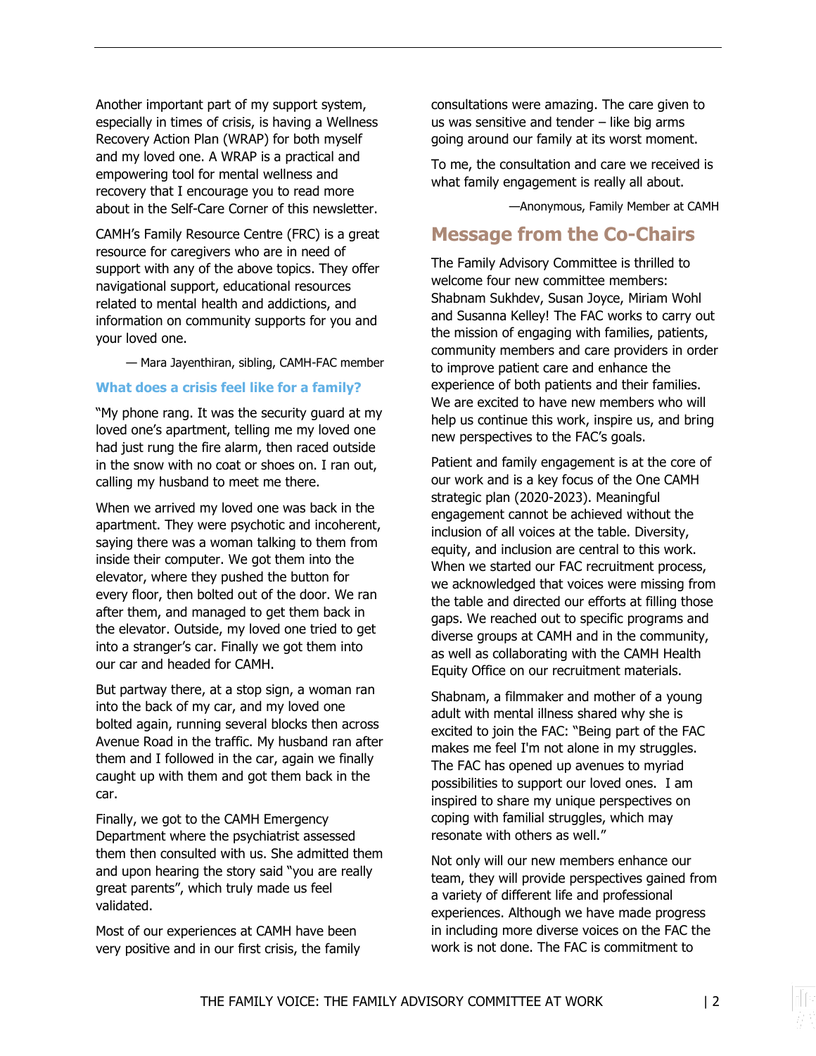Another important part of my support system, especially in times of crisis, is having a Wellness Recovery Action Plan (WRAP) for both myself and my loved one. A WRAP is a practical and empowering tool for mental wellness and recovery that I encourage you to read more about in the Self-Care Corner of this newsletter.

CAMH's Family Resource Centre (FRC) is a great resource for caregivers who are in need of support with any of the above topics. They offer navigational support, educational resources related to mental health and addictions, and information on community supports for you and your loved one.

— Mara Jayenthiran, sibling, CAMH-FAC member

### What does a crisis feel like for a family?

"My phone rang. It was the security guard at my loved one's apartment, telling me my loved one had just rung the fire alarm, then raced outside in the snow with no coat or shoes on. I ran out, calling my husband to meet me there.

When we arrived my loved one was back in the apartment. They were psychotic and incoherent, saying there was a woman talking to them from inside their computer. We got them into the elevator, where they pushed the button for every floor, then bolted out of the door. We ran after them, and managed to get them back in the elevator. Outside, my loved one tried to get into a stranger's car. Finally we got them into our car and headed for CAMH.

But partway there, at a stop sign, a woman ran into the back of my car, and my loved one bolted again, running several blocks then across Avenue Road in the traffic. My husband ran after them and I followed in the car, again we finally caught up with them and got them back in the car.

Finally, we got to the CAMH Emergency Department where the psychiatrist assessed them then consulted with us. She admitted them and upon hearing the story said "you are really great parents", which truly made us feel validated.

Most of our experiences at CAMH have been very positive and in our first crisis, the family consultations were amazing. The care given to us was sensitive and tender – like big arms going around our family at its worst moment.

To me, the consultation and care we received is what family engagement is really all about.

—Anonymous, Family Member at CAMH

## Message from the Co-Chairs

The Family Advisory Committee is thrilled to welcome four new committee members: Shabnam Sukhdev, Susan Joyce, Miriam Wohl and Susanna Kelley! The FAC works to carry out the mission of engaging with families, patients, community members and care providers in order to improve patient care and enhance the experience of both patients and their families. We are excited to have new members who will help us continue this work, inspire us, and bring new perspectives to the FAC's goals.

Patient and family engagement is at the core of our work and is a key focus of the One CAMH strategic plan (2020-2023). Meaningful engagement cannot be achieved without the inclusion of all voices at the table. Diversity, equity, and inclusion are central to this work. When we started our FAC recruitment process, we acknowledged that voices were missing from the table and directed our efforts at filling those gaps. We reached out to specific programs and diverse groups at CAMH and in the community, as well as collaborating with the CAMH Health Equity Office on our recruitment materials.

Shabnam, a filmmaker and mother of a young adult with mental illness shared why she is excited to join the FAC: "Being part of the FAC makes me feel I'm not alone in my struggles. The FAC has opened up avenues to myriad possibilities to support our loved ones. I am inspired to share my unique perspectives on coping with familial struggles, which may resonate with others as well."

Not only will our new members enhance our team, they will provide perspectives gained from a variety of different life and professional experiences. Although we have made progress in including more diverse voices on the FAC the work is not done. The FAC is commitment to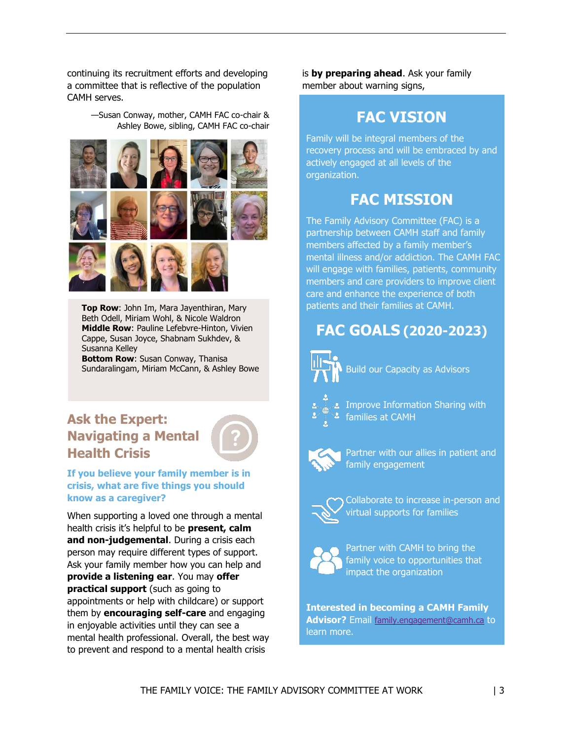continuing its recruitment efforts and developing a committee that is reflective of the population CAMH serves.

—Susan Conway, mother, CAMH FAC co-chair & Ashley Bowe, sibling, CAMH FAC co-chair

**Top Row**: John Im, Mara Jayenthiran, Mary Beth Odell, Miriam Wohl, & Nicole Waldron
**Middle Row**: Pauline Lefebvre-Hinton, Vivien Cappe, Susan Joyce, Shabnam Sukhdev, & Susanna Kelley
**Bottom Row**: Susan Conway, Thanisa Sundaralingam, Miriam McCann, & Ashley Bowe

## Ask the Expert: Navigating a Mental Health Crisis

### If you believe your family member is in crisis, what are five things you should know as a caregiver?

When supporting a loved one through a mental health crisis it's helpful to be **present, calm and non-judgemental**. During a crisis each person may require different types of support. Ask your family member how you can help and **provide a listening ear**. You may **offer practical support** (such as going to appointments or help with childcare) or support them by **encouraging self-care** and engaging in enjoyable activities until they can see a mental health professional. Overall, the best way to prevent and respond to a mental health crisis is **by preparing ahead**. Ask your family member about warning signs,

## FAC VISION

Family will be integral members of the recovery process and will be embraced by and actively engaged at all levels of the organization.

## FAC MISSION

The Family Advisory Committee (FAC) is a partnership between CAMH staff and family members affected by a family member's mental illness and/or addiction. The CAMH FAC will engage with families, patients, community members and care providers to improve client care and enhance the experience of both patients and their families at CAMH.

## FAC GOALS (2020-2023)

- Build our Capacity as Advisors
- Improve Information Sharing with families at CAMH
- Partner with our allies in patient and family engagement
- Collaborate to increase in-person and virtual supports for families
- Partner with CAMH to bring the family voice to opportunities that impact the organization

**Interested in becoming a CAMH Family Advisor?** Email family.engagement@camh.ca to learn more.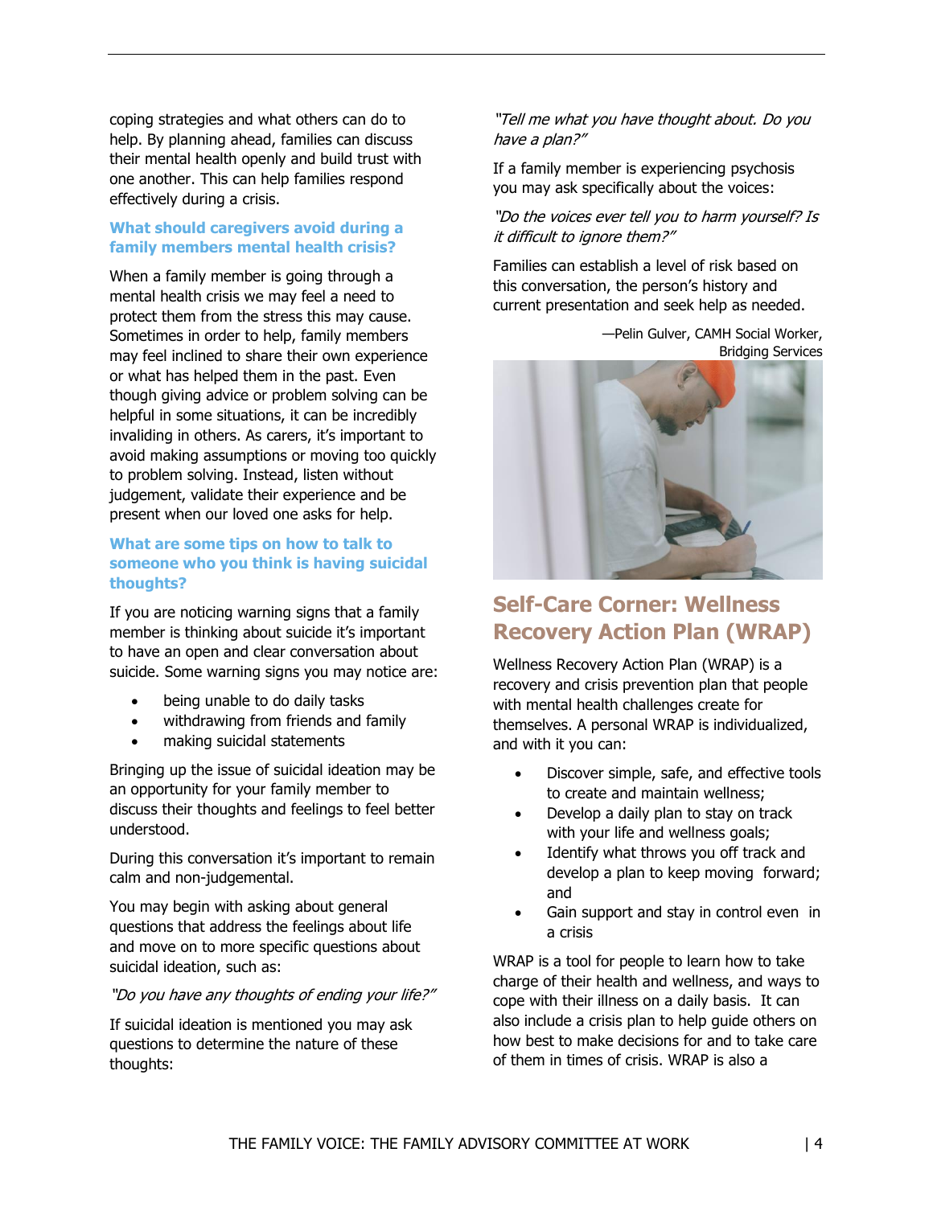coping strategies and what others can do to help. By planning ahead, families can discuss their mental health openly and build trust with one another. This can help families respond effectively during a crisis.

### What should caregivers avoid during a family members mental health crisis?

When a family member is going through a mental health crisis we may feel a need to protect them from the stress this may cause. Sometimes in order to help, family members may feel inclined to share their own experience or what has helped them in the past. Even though giving advice or problem solving can be helpful in some situations, it can be incredibly invaliding in others. As carers, it's important to avoid making assumptions or moving too quickly to problem solving. Instead, listen without judgement, validate their experience and be present when our loved one asks for help.

### What are some tips on how to talk to someone who you think is having suicidal thoughts?

If you are noticing warning signs that a family member is thinking about suicide it's important to have an open and clear conversation about suicide. Some warning signs you may notice are:

- being unable to do daily tasks
- withdrawing from friends and family
- making suicidal statements

Bringing up the issue of suicidal ideation may be an opportunity for your family member to discuss their thoughts and feelings to feel better understood.

During this conversation it's important to remain calm and non-judgemental.

You may begin with asking about general questions that address the feelings about life and move on to more specific questions about suicidal ideation, such as:

*"Do you have any thoughts of ending your life?"*

If suicidal ideation is mentioned you may ask questions to determine the nature of these thoughts:

*"Tell me what you have thought about. Do you have a plan?"*

If a family member is experiencing psychosis you may ask specifically about the voices:

*"Do the voices ever tell you to harm yourself? Is it difficult to ignore them?"*

Families can establish a level of risk based on this conversation, the person's history and current presentation and seek help as needed.

—Pelin Gulver, CAMH Social Worker, Bridging Services

## Self-Care Corner: Wellness Recovery Action Plan (WRAP)

Wellness Recovery Action Plan (WRAP) is a recovery and crisis prevention plan that people with mental health challenges create for themselves. A personal WRAP is individualized, and with it you can:

- Discover simple, safe, and effective tools to create and maintain wellness;
- Develop a daily plan to stay on track with your life and wellness goals;
- Identify what throws you off track and develop a plan to keep moving forward; and
- Gain support and stay in control even in a crisis

WRAP is a tool for people to learn how to take charge of their health and wellness, and ways to cope with their illness on a daily basis. It can also include a crisis plan to help guide others on how best to make decisions for and to take care of them in times of crisis. WRAP is also a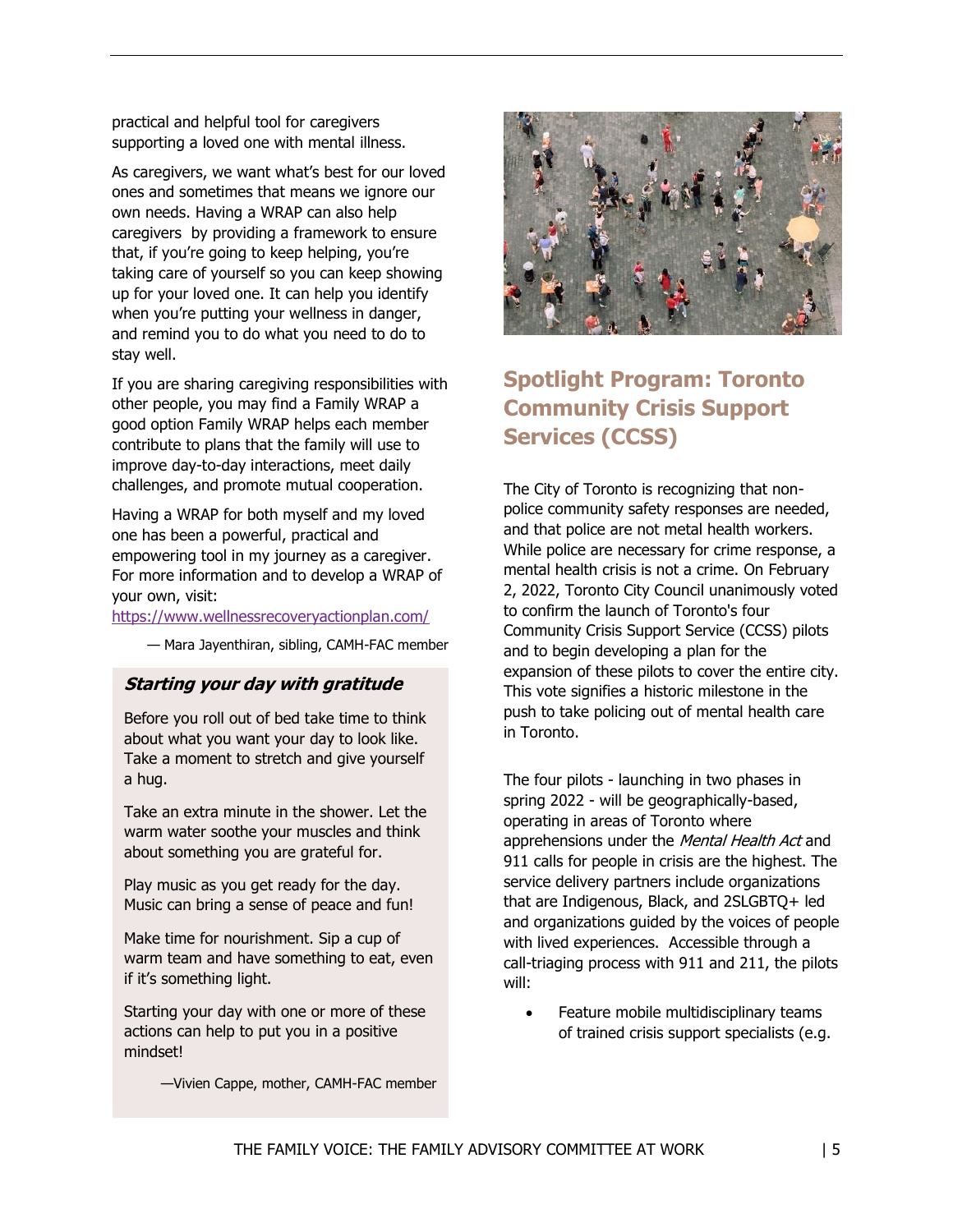practical and helpful tool for caregivers supporting a loved one with mental illness.

As caregivers, we want what's best for our loved ones and sometimes that means we ignore our own needs. Having a WRAP can also help caregivers by providing a framework to ensure that, if you're going to keep helping, you're taking care of yourself so you can keep showing up for your loved one. It can help you identify when you're putting your wellness in danger, and remind you to do what you need to do to stay well.

If you are sharing caregiving responsibilities with other people, you may find a Family WRAP a good option Family WRAP helps each member contribute to plans that the family will use to improve day-to-day interactions, meet daily challenges, and promote mutual cooperation.

Having a WRAP for both myself and my loved one has been a powerful, practical and empowering tool in my journey as a caregiver. For more information and to develop a WRAP of your own, visit: https://www.wellnessrecoveryactionplan.com/

— Mara Jayenthiran, sibling, CAMH-FAC member

### *Starting your day with gratitude*

Before you roll out of bed take time to think about what you want your day to look like. Take a moment to stretch and give yourself a hug.

Take an extra minute in the shower. Let the warm water soothe your muscles and think about something you are grateful for.

Play music as you get ready for the day. Music can bring a sense of peace and fun!

Make time for nourishment. Sip a cup of warm team and have something to eat, even if it's something light.

Starting your day with one or more of these actions can help to put you in a positive mindset!

—Vivien Cappe, mother, CAMH-FAC member

## Spotlight Program: Toronto Community Crisis Support Services (CCSS)

The City of Toronto is recognizing that non-police community safety responses are needed, and that police are not metal health workers. While police are necessary for crime response, a mental health crisis is not a crime. On February 2, 2022, Toronto City Council unanimously voted to confirm the launch of Toronto's four Community Crisis Support Service (CCSS) pilots and to begin developing a plan for the expansion of these pilots to cover the entire city. This vote signifies a historic milestone in the push to take policing out of mental health care in Toronto.

The four pilots - launching in two phases in spring 2022 - will be geographically-based, operating in areas of Toronto where apprehensions under the *Mental Health Act* and 911 calls for people in crisis are the highest. The service delivery partners include organizations that are Indigenous, Black, and 2SLGBTQ+ led and organizations guided by the voices of people with lived experiences. Accessible through a call-triaging process with 911 and 211, the pilots will:

- Feature mobile multidisciplinary teams of trained crisis support specialists (e.g.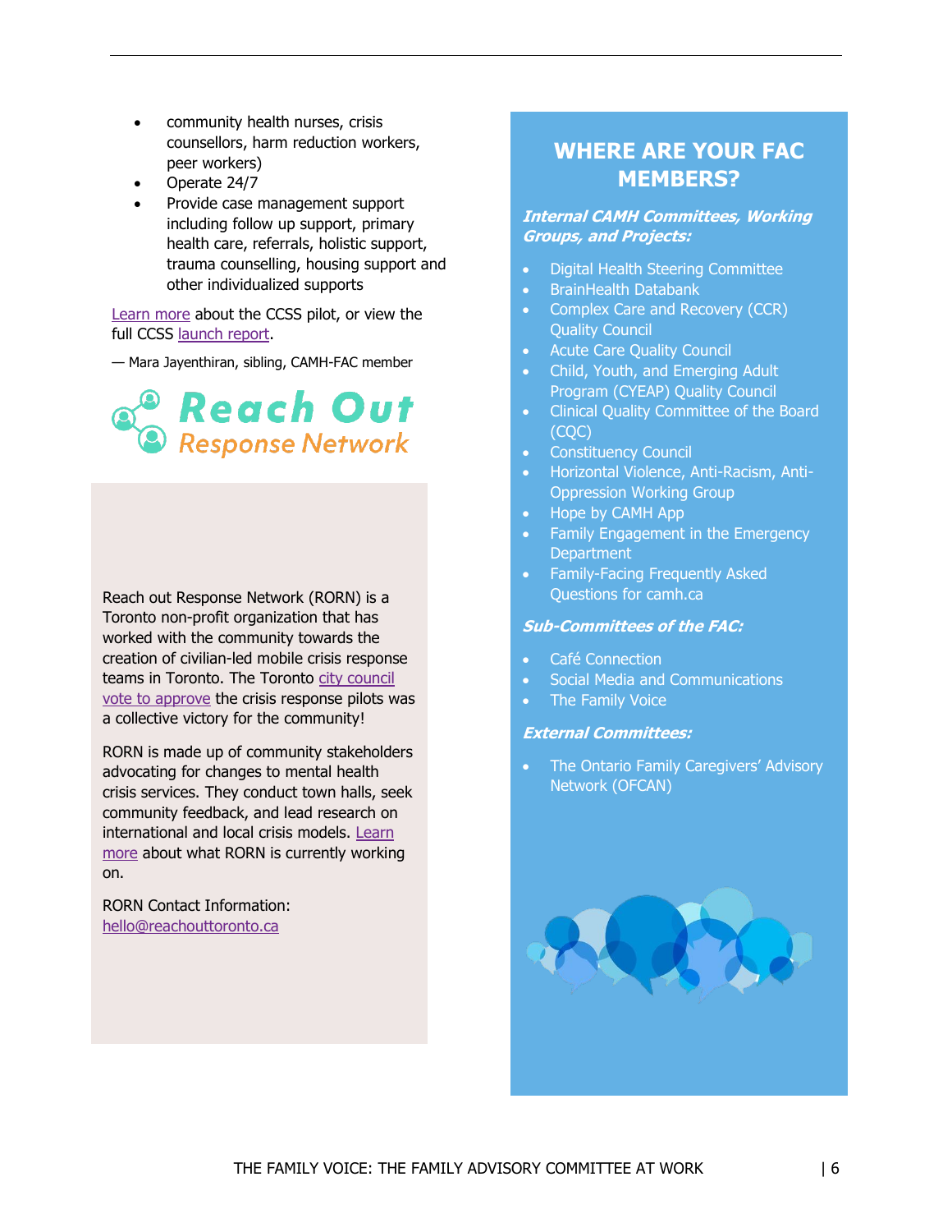- community health nurses, crisis counsellors, harm reduction workers, peer workers)
- Operate 24/7
- Provide case management support including follow up support, primary health care, referrals, holistic support, trauma counselling, housing support and other individualized supports

Learn more about the CCSS pilot, or view the full CCSS launch report.

— Mara Jayenthiran, sibling, CAMH-FAC member

**Reach Out Response Network**

Reach out Response Network (RORN) is a Toronto non-profit organization that has worked with the community towards the creation of civilian-led mobile crisis response teams in Toronto. The Toronto city council vote to approve the crisis response pilots was a collective victory for the community!

RORN is made up of community stakeholders advocating for changes to mental health crisis services. They conduct town halls, seek community feedback, and lead research on international and local crisis models. Learn more about what RORN is currently working on.

RORN Contact Information:
hello@reachouttoronto.ca

## WHERE ARE YOUR FAC MEMBERS?

***Internal CAMH Committees, Working Groups, and Projects:***

- Digital Health Steering Committee
- BrainHealth Databank
- Complex Care and Recovery (CCR) Quality Council
- Acute Care Quality Council
- Child, Youth, and Emerging Adult Program (CYEAP) Quality Council
- Clinical Quality Committee of the Board (CQC)
- Constituency Council
- Horizontal Violence, Anti-Racism, Anti-Oppression Working Group
- Hope by CAMH App
- Family Engagement in the Emergency Department
- Family-Facing Frequently Asked Questions for camh.ca

***Sub-Committees of the FAC:***

- Café Connection
- Social Media and Communications
- The Family Voice

***External Committees:***

- The Ontario Family Caregivers' Advisory Network (OFCAN)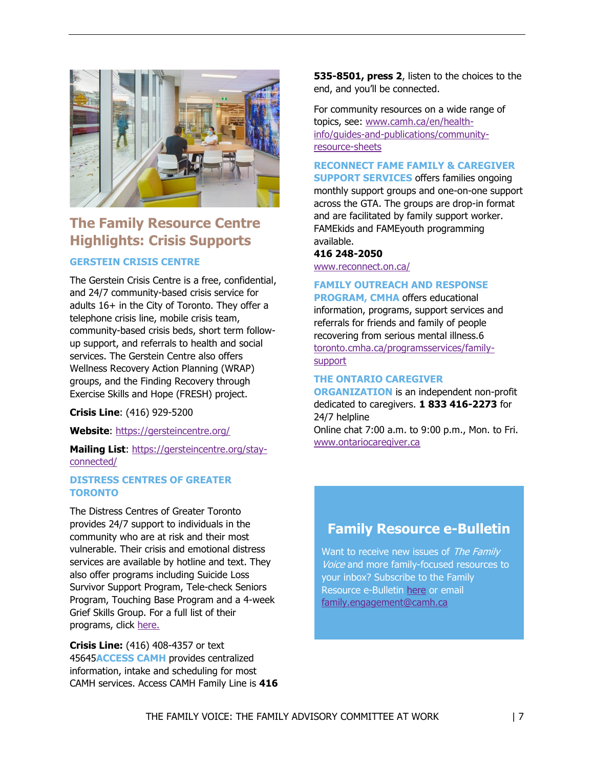## The Family Resource Centre Highlights: Crisis Supports

### GERSTEIN CRISIS CENTRE

The Gerstein Crisis Centre is a free, confidential, and 24/7 community-based crisis service for adults 16+ in the City of Toronto. They offer a telephone crisis line, mobile crisis team, community-based crisis beds, short term follow-up support, and referrals to health and social services. The Gerstein Centre also offers Wellness Recovery Action Planning (WRAP) groups, and the Finding Recovery through Exercise Skills and Hope (FRESH) project.

**Crisis Line**: (416) 929-5200

**Website**: https://gersteincentre.org/

**Mailing List**: https://gersteincentre.org/stay-connected/

### DISTRESS CENTRES OF GREATER TORONTO

The Distress Centres of Greater Toronto provides 24/7 support to individuals in the community who are at risk and their most vulnerable. Their crisis and emotional distress services are available by hotline and text. They also offer programs including Suicide Loss Survivor Support Program, Tele-check Seniors Program, Touching Base Program and a 4-week Grief Skills Group. For a full list of their programs, click here.

**Crisis Line:** (416) 408-4357 or text 45645

**ACCESS CAMH** provides centralized information, intake and scheduling for most CAMH services. Access CAMH Family Line is **416 535-8501, press 2**, listen to the choices to the end, and you'll be connected.

For community resources on a wide range of topics, see: www.camh.ca/en/health-info/guides-and-publications/community-resource-sheets

**RECONNECT FAME FAMILY & CAREGIVER SUPPORT SERVICES** offers families ongoing monthly support groups and one-on-one support across the GTA. The groups are drop-in format and are facilitated by family support worker. FAMEkids and FAMEyouth programming available.
**416 248-2050**
www.reconnect.on.ca/

**FAMILY OUTREACH AND RESPONSE PROGRAM, CMHA** offers educational information, programs, support services and referrals for friends and family of people recovering from serious mental illness.6
toronto.cmha.ca/programsservices/family-support

**THE ONTARIO CAREGIVER ORGANIZATION** is an independent non-profit dedicated to caregivers. **1 833 416-2273** for 24/7 helpline
Online chat 7:00 a.m. to 9:00 p.m., Mon. to Fri.
www.ontariocaregiver.ca

### Family Resource e-Bulletin

Want to receive new issues of *The Family Voice* and more family-focused resources to your inbox? Subscribe to the Family Resource e-Bulletin here or email family.engagement@camh.ca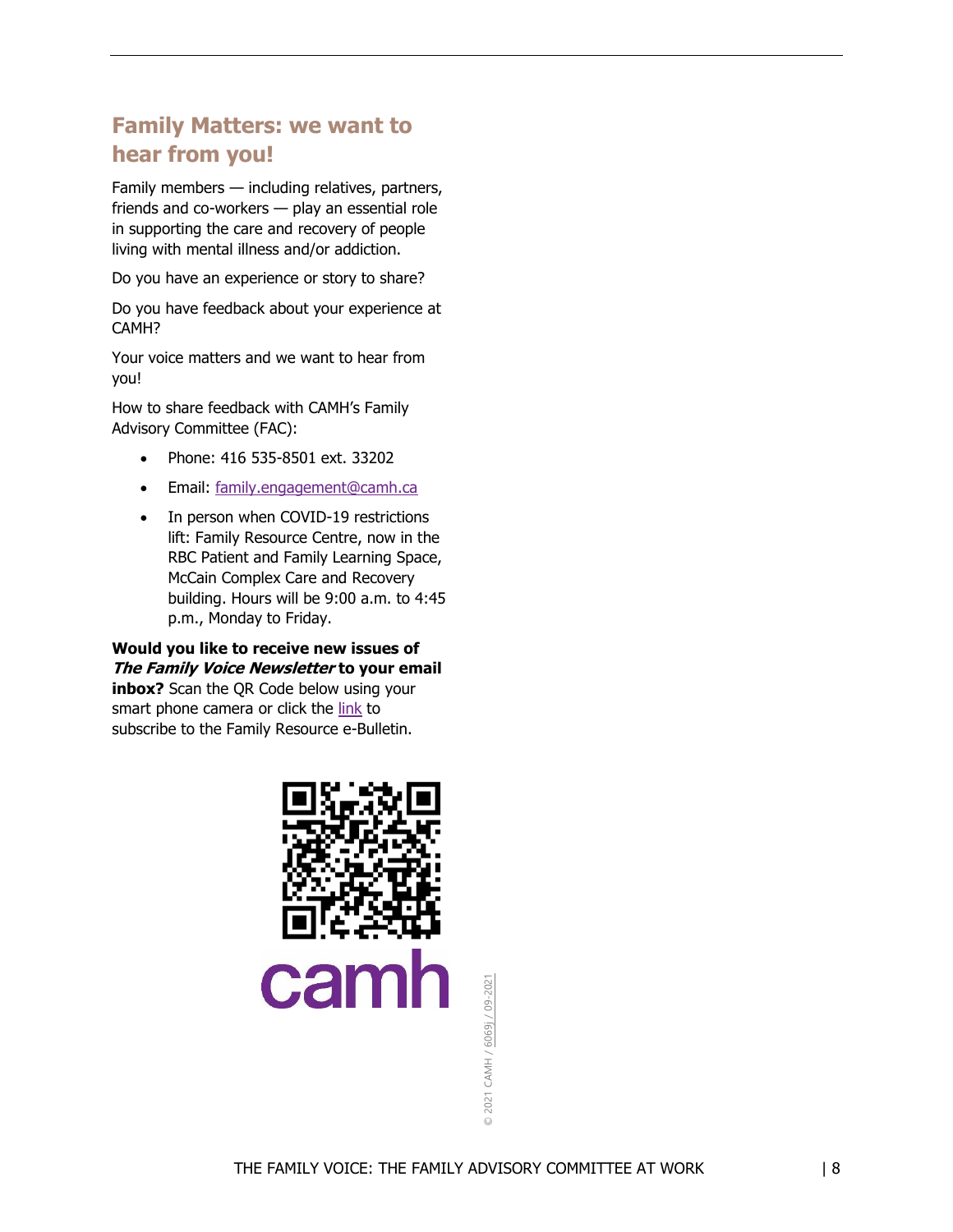## Family Matters: we want to hear from you!

Family members — including relatives, partners, friends and co-workers — play an essential role in supporting the care and recovery of people living with mental illness and/or addiction.

Do you have an experience or story to share?

Do you have feedback about your experience at CAMH?

Your voice matters and we want to hear from you!

How to share feedback with CAMH's Family Advisory Committee (FAC):

- Phone: 416 535-8501 ext. 33202
- Email: family.engagement@camh.ca
- In person when COVID-19 restrictions lift: Family Resource Centre, now in the RBC Patient and Family Learning Space, McCain Complex Care and Recovery building. Hours will be 9:00 a.m. to 4:45 p.m., Monday to Friday.

**Would you like to receive new issues of *The Family Voice Newsletter* to your email inbox?** Scan the QR Code below using your smart phone camera or click the link to subscribe to the Family Resource e-Bulletin.

camh

© 2021 CAMH / 6069j / 09-2021